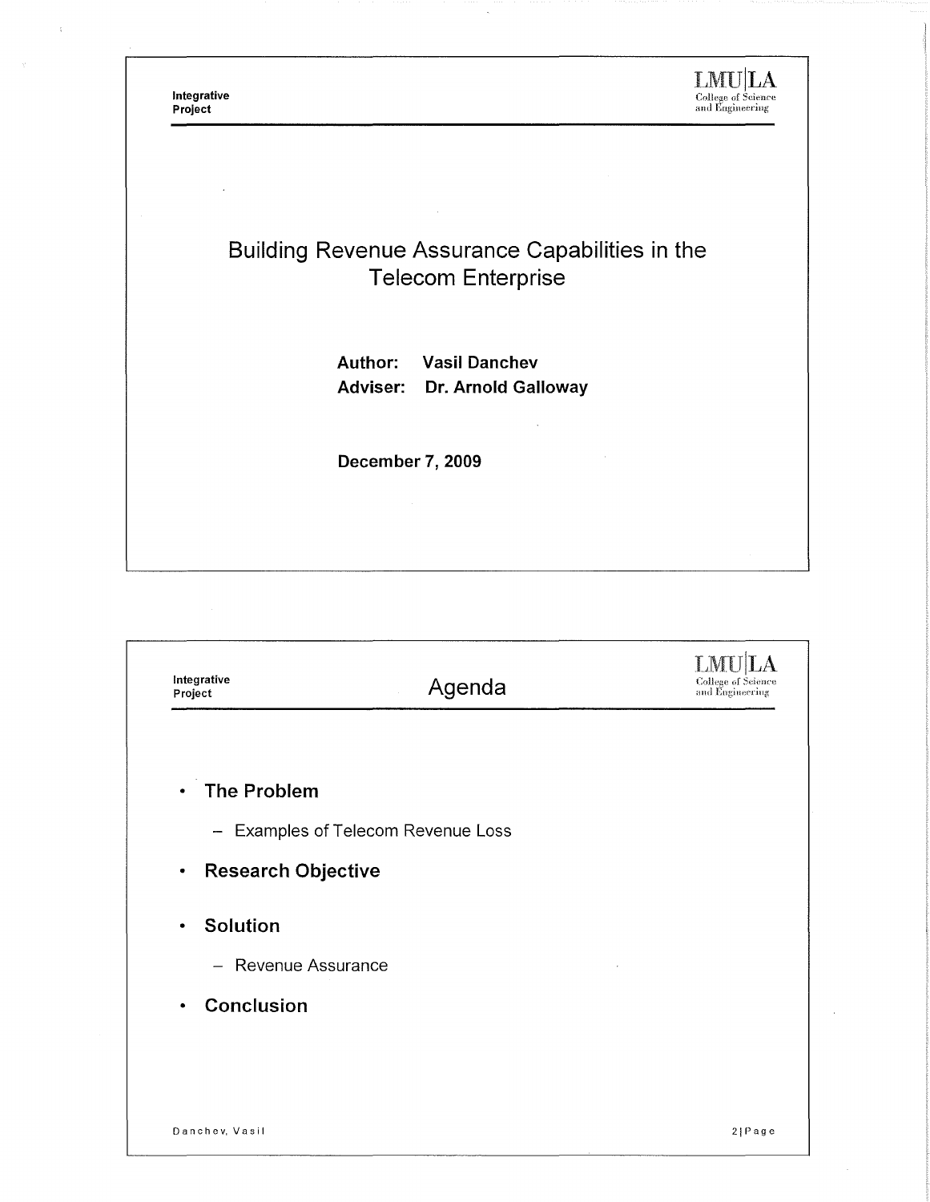# Building Revenue Assurance Capabilities in the Telecom Enterprise

**Author: Vasil Danchev**
**Adviser: Dr. Arnold Galloway**

**December 7, 2009**

## Agenda

- **The Problem**
  - Examples of Telecom Revenue Loss
- **Research Objective**
- **Solution**
  - Revenue Assurance
- **Conclusion**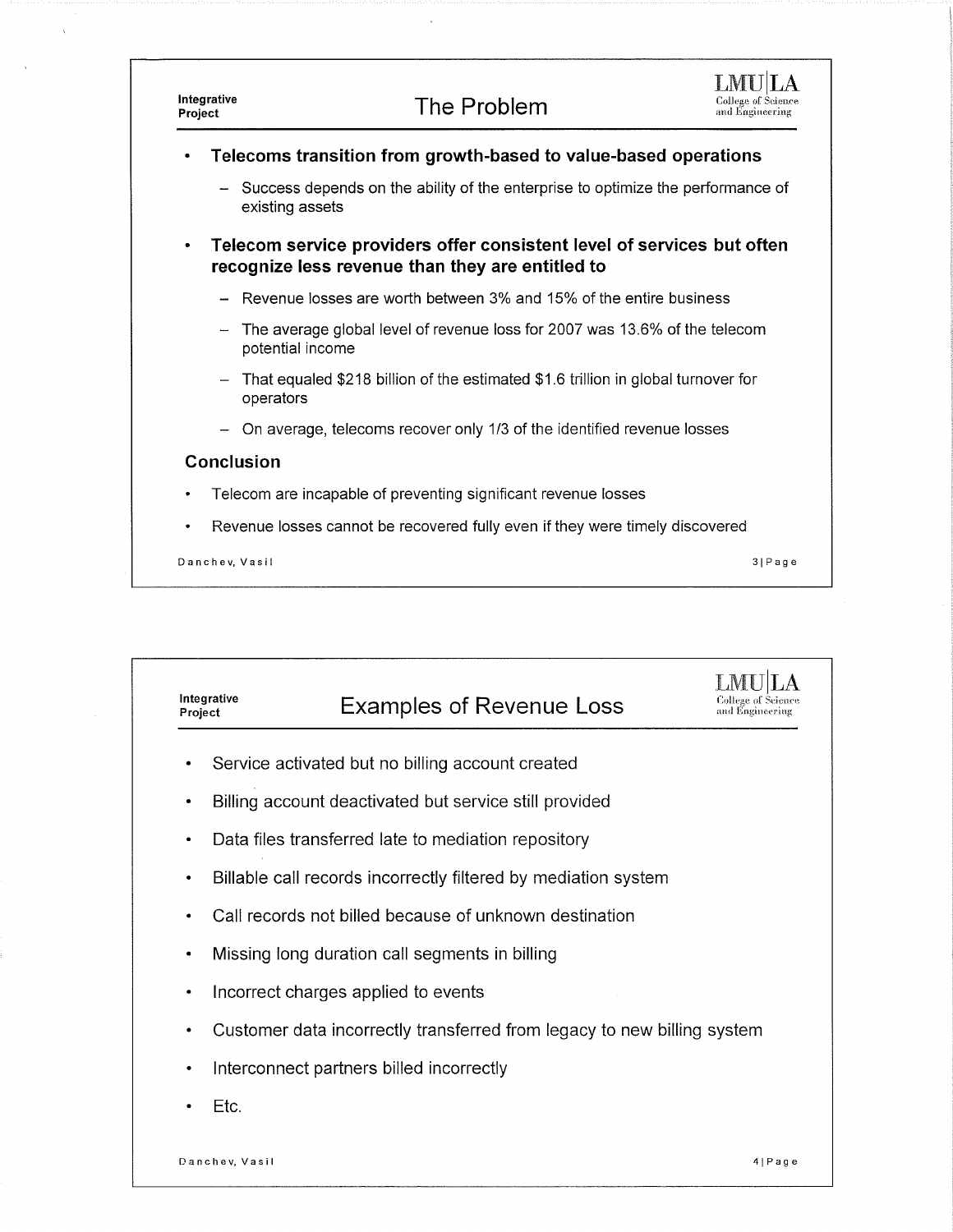## The Problem

- **Telecoms transition from growth-based to value-based operations**
  - Success depends on the ability of the enterprise to optimize the performance of existing assets
- **Telecom service providers offer consistent level of services but often recognize less revenue than they are entitled to**
  - Revenue losses are worth between 3% and 15% of the entire business
  - The average global level of revenue loss for 2007 was 13.6% of the telecom potential income
  - That equaled $218 billion of the estimated $1.6 trillion in global turnover for operators
  - On average, telecoms recover only 1/3 of the identified revenue losses

### Conclusion

- Telecom are incapable of preventing significant revenue losses
- Revenue losses cannot be recovered fully even if they were timely discovered

## Examples of Revenue Loss

- Service activated but no billing account created
- Billing account deactivated but service still provided
- Data files transferred late to mediation repository
- Billable call records incorrectly filtered by mediation system
- Call records not billed because of unknown destination
- Missing long duration call segments in billing
- Incorrect charges applied to events
- Customer data incorrectly transferred from legacy to new billing system
- Interconnect partners billed incorrectly
- Etc.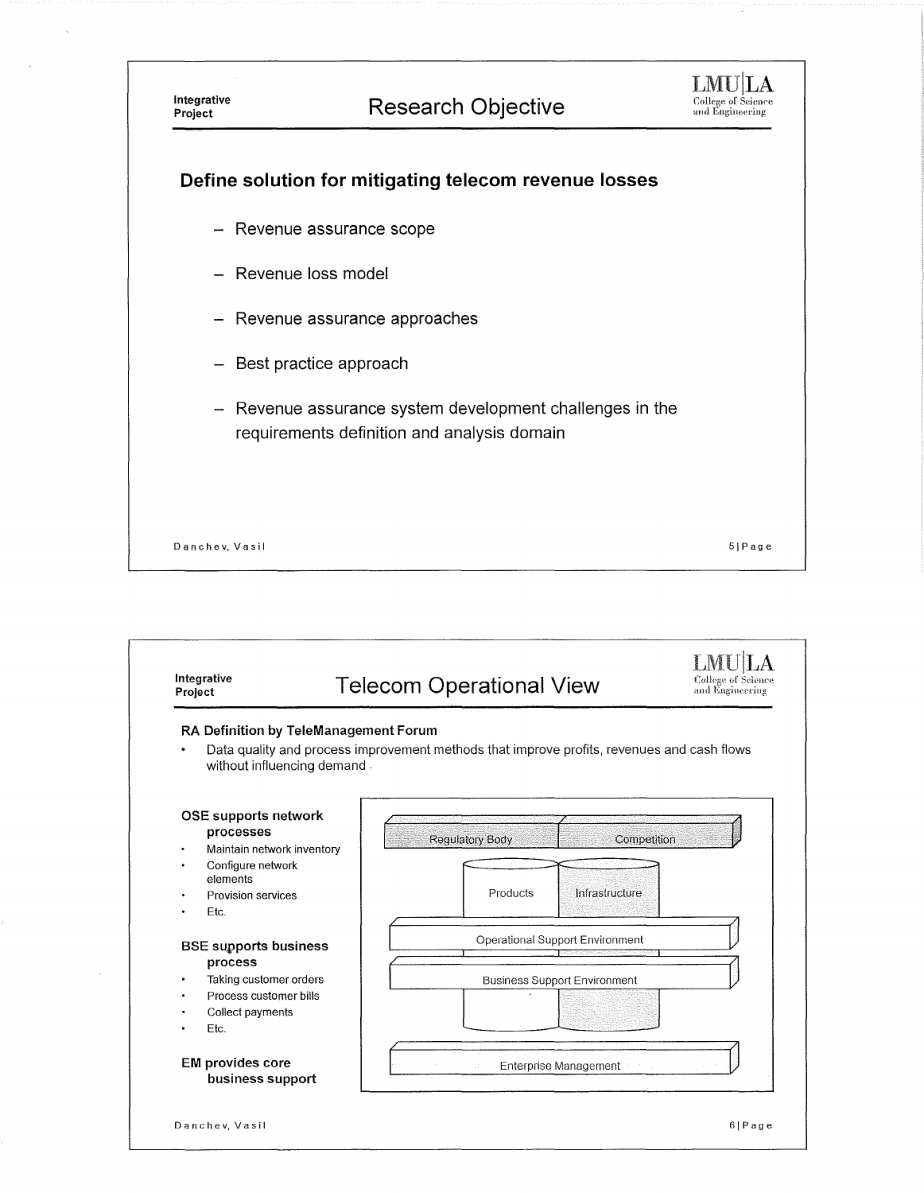## Research Objective

### Define solution for mitigating telecom revenue losses

- Revenue assurance scope
- Revenue loss model
- Revenue assurance approaches
- Best practice approach
- Revenue assurance system development challenges in the requirements definition and analysis domain

## Telecom Operational View

**RA Definition by TeleManagement Forum**

- Data quality and process improvement methods that improve profits, revenues and cash flows without influencing demand.

**OSE supports network processes**

- Maintain network inventory
- Configure network elements
- Provision services
- Etc.

**BSE supports business process**

- Taking customer orders
- Process customer bills
- Collect payments
- Etc.

**EM provides core business support**

Regulatory Body | Competition

Products | Infrastructure

Operational Support Environment

Business Support Environment

Enterprise Management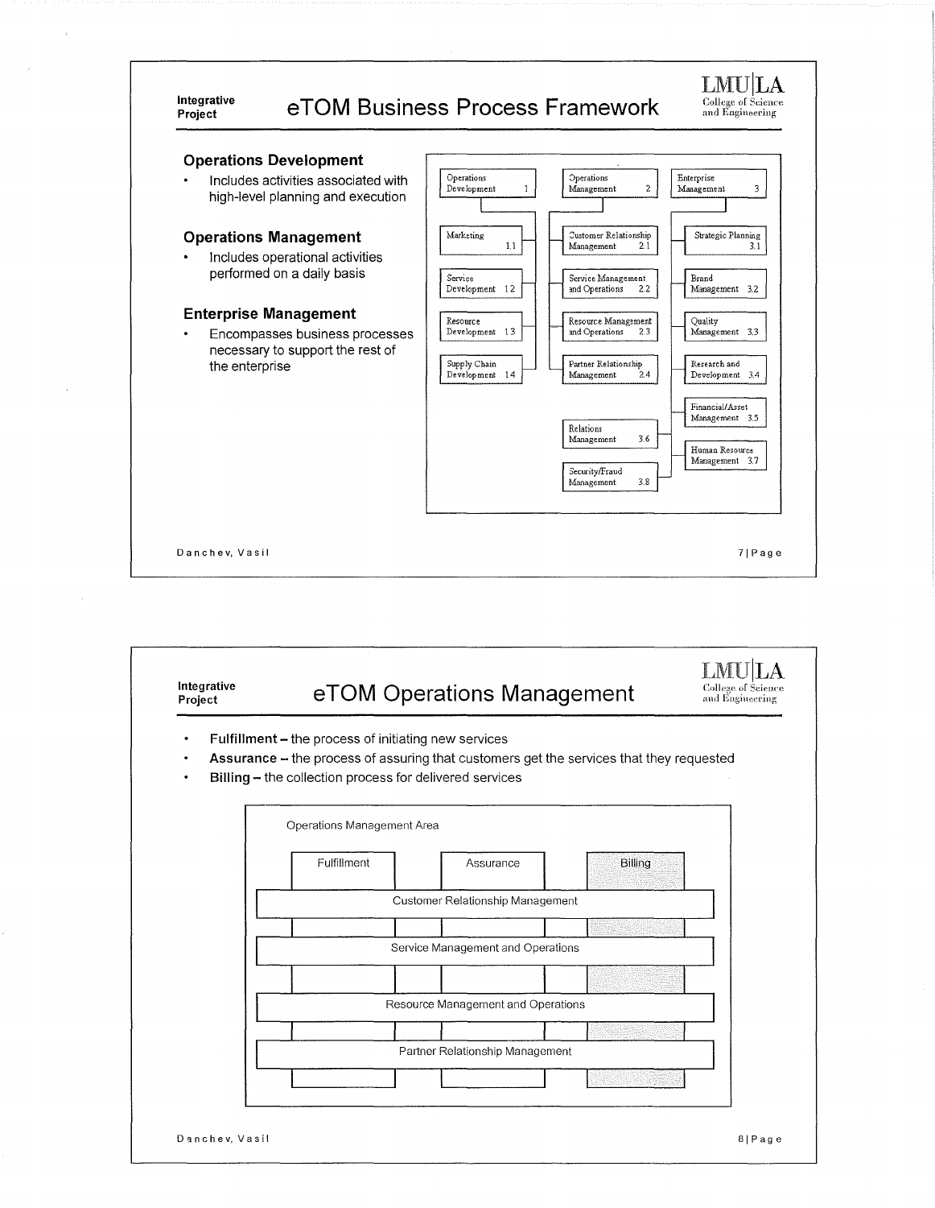## eTOM Business Process Framework

### Operations Development

- Includes activities associated with high-level planning and execution

### Operations Management

- Includes operational activities performed on a daily basis

### Enterprise Management

- Encompasses business processes necessary to support the rest of the enterprise

| Operations Development 1 | Operations Management 2 | Enterprise Management 3 |
|---|---|---|
| Marketing 1.1 | Customer Relationship Management 2.1 | Strategic Planning 3.1 |
| Service Development 1.2 | Service Management and Operations 2.2 | Brand Management 3.2 |
| Resource Development 1.3 | Resource Management and Operations 2.3 | Quality Management 3.3 |
| Supply Chain Development 1.4 | Partner Relationship Management 2.4 | Research and Development 3.4 |
| | | Financial/Asset Management 3.5 |
| | Relations Management 3.6 | Human Resource Management 3.7 |
| | Security/Fraud Management 3.8 | |

## eTOM Operations Management

- **Fulfillment** – the process of initiating new services
- **Assurance** – the process of assuring that customers get the services that they requested
- **Billing** – the collection process for delivered services

Operations Management Area

| Fulfillment | Assurance | Billing |
|---|---|---|
| Customer Relationship Management | | |
| Service Management and Operations | | |
| Resource Management and Operations | | |
| Partner Relationship Management | | |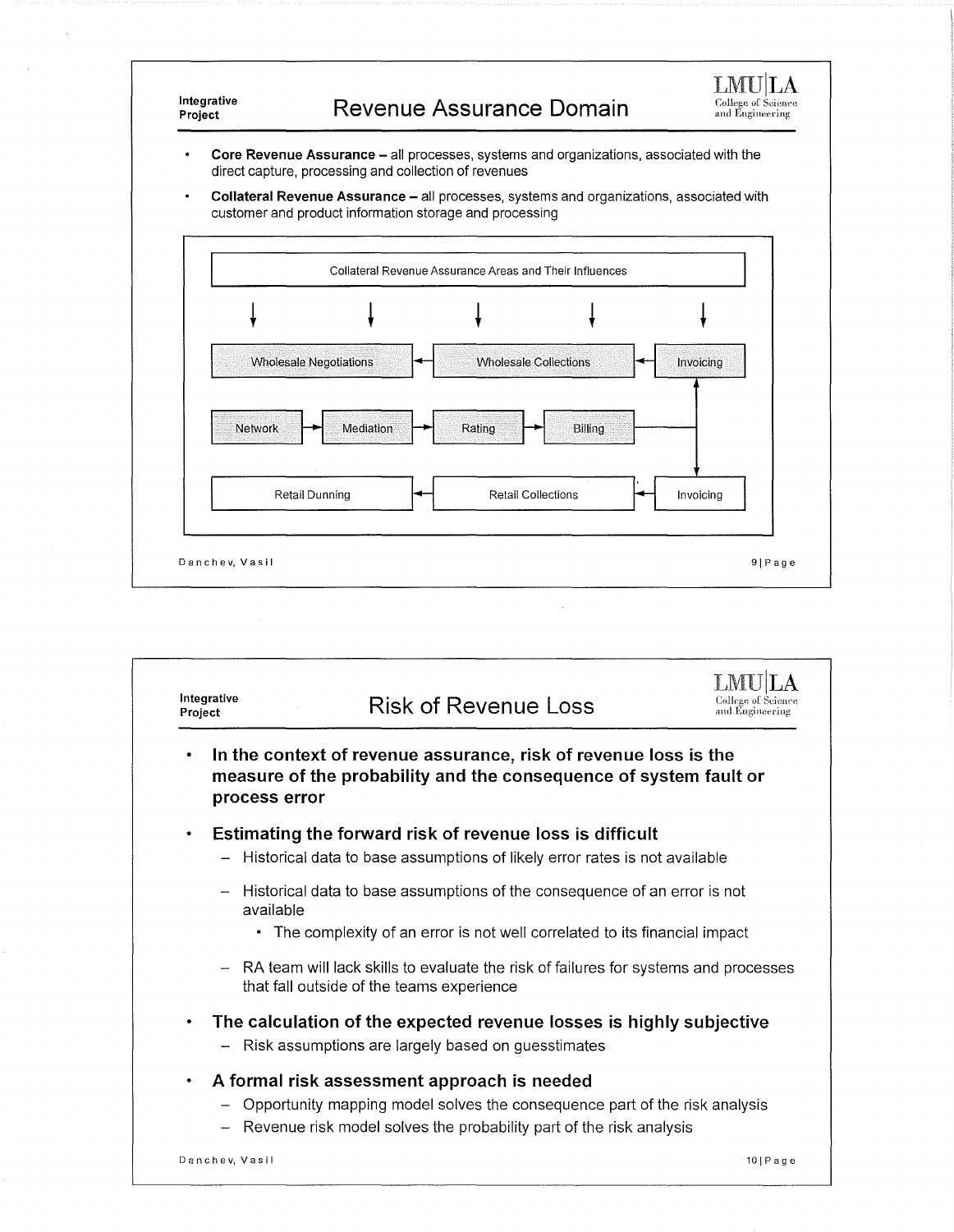## Revenue Assurance Domain

- **Core Revenue Assurance –** all processes, systems and organizations, associated with the direct capture, processing and collection of revenues
- **Collateral Revenue Assurance –** all processes, systems and organizations, associated with customer and product information storage and processing

Collateral Revenue Assurance Areas and Their Influences

Wholesale Negotiations ← Wholesale Collections ← Invoicing

Network → Mediation → Rating → Billing

Retail Dunning ← Retail Collections ← Invoicing

## Risk of Revenue Loss

- **In the context of revenue assurance, risk of revenue loss is the measure of the probability and the consequence of system fault or process error**
- **Estimating the forward risk of revenue loss is difficult**
  - Historical data to base assumptions of likely error rates is not available
  - Historical data to base assumptions of the consequence of an error is not available
    - The complexity of an error is not well correlated to its financial impact
  - RA team will lack skills to evaluate the risk of failures for systems and processes that fall outside of the teams experience
- **The calculation of the expected revenue losses is highly subjective**
  - Risk assumptions are largely based on guesstimates
- **A formal risk assessment approach is needed**
  - Opportunity mapping model solves the consequence part of the risk analysis
  - Revenue risk model solves the probability part of the risk analysis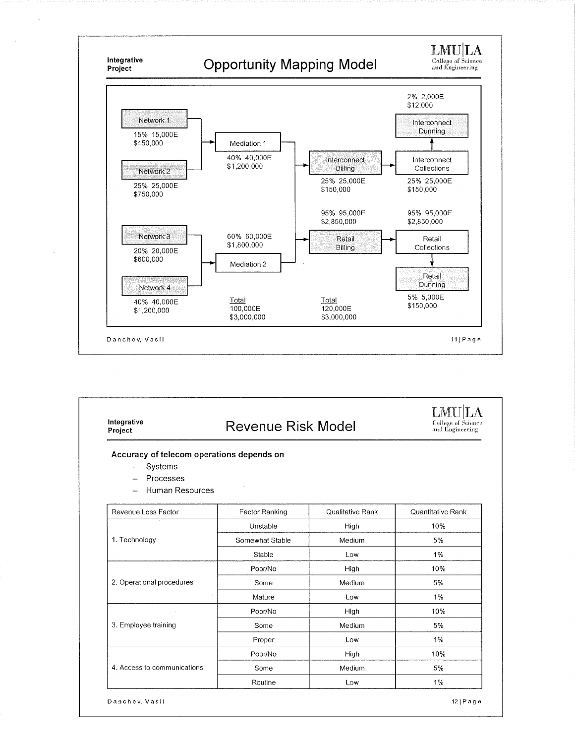## Opportunity Mapping Model

Network 1
15% 15,000E
$450,000

Network 2
25% 25,000E
$750,000

Network 3
20% 20,000E
$600,000

Network 4
40% 40,000E
$1,200,000

Mediation 1
40% 40,000E
$1,200,000

Mediation 2
60% 60,000E
$1,800,000

Total
100,000E
$3,000,000

Interconnect Billing
25% 25,000E
$150,000

Retail Billing
95% 95,000E
$2,850,000

Total
120,000E
$3,000,000

Interconnect Collections
25% 25,000E
$150,000

Interconnect Dunning
2% 2,000E
$12,000

Retail Collections
95% 95,000E
$2,850,000

Retail Dunning
5% 5,000E
$150,000

## Revenue Risk Model

**Accuracy of telecom operations depends on**

- Systems
- Processes
- Human Resources

| Revenue Loss Factor | Factor Ranking | Qualitative Rank | Quantitative Rank |
|---|---|---|---|
| 1. Technology | Unstable | High | 10% |
| | Somewhat Stable | Medium | 5% |
| | Stable | Low | 1% |
| 2. Operational procedures | Poor/No | High | 10% |
| | Some | Medium | 5% |
| | Mature | Low | 1% |
| 3. Employee training | Poor/No | High | 10% |
| | Some | Medium | 5% |
| | Proper | Low | 1% |
| 4. Access to communications | Poor/No | High | 10% |
| | Some | Medium | 5% |
| | Routine | Low | 1% |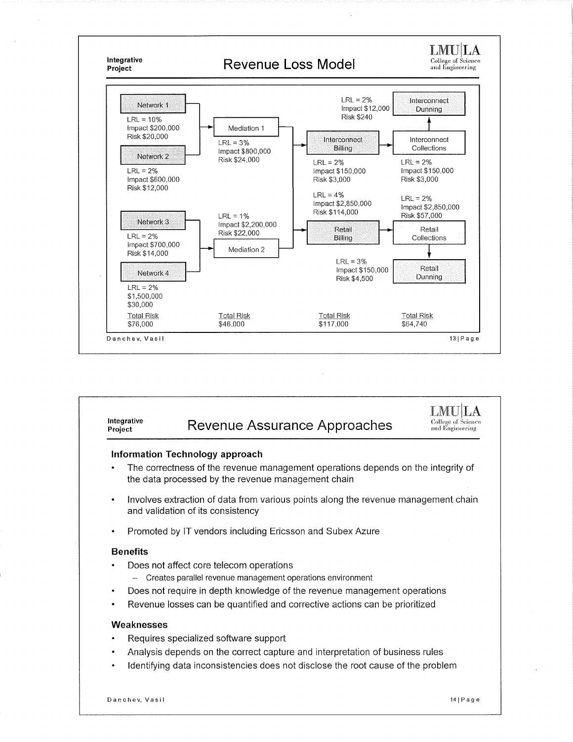**Integrative Project**

# Revenue Loss Model

**Network 1**
LRL = 10%
Impact $200,000
Risk $20,000

**Network 2**
LRL = 2%
Impact $600,000
Risk $12,000

**Network 3**
LRL = 2%
Impact $700,000
Risk $14,000

**Network 4**
LRL = 2%
$1,500,000
$30,000

**Mediation 1**
LRL = 3%
Impact $800,000
Risk $24,000

**Mediation 2**
LRL = 1%
Impact $2,200,000
Risk $22,000

**Interconnect Billing**
LRL = 2%
Impact $150,000
Risk $3,000

**Retail Billing**
LRL = 4%
Impact $2,850,000
Risk $114,000

**Interconnect Collections**
LRL = 2%
Impact $150,000
Risk $3,000

**Interconnect Dunning**
LRL = 2%
Impact $12,000
Risk $240

**Retail Collections**
LRL = 2%
Impact $2,850,000
Risk $57,000

**Retail Dunning**
LRL = 3%
Impact $150,000
Risk $4,500

| Total Risk | Total Risk | Total Risk | Total Risk |
|---|---|---|---|
| $76,000 | $46,000 | $117,000 | $64,740 |

**Integrative Project**

# Revenue Assurance Approaches

### Information Technology approach

- The correctness of the revenue management operations depends on the integrity of the data processed by the revenue management chain
- Involves extraction of data from various points along the revenue management chain and validation of its consistency
- Promoted by IT vendors including Ericsson and Subex Azure

### Benefits

- Does not affect core telecom operations
  - Creates parallel revenue management operations environment
- Does not require in depth knowledge of the revenue management operations
- Revenue losses can be quantified and corrective actions can be prioritized

### Weaknesses

- Requires specialized software support
- Analysis depends on the correct capture and interpretation of business rules
- Identifying data inconsistencies does not disclose the root cause of the problem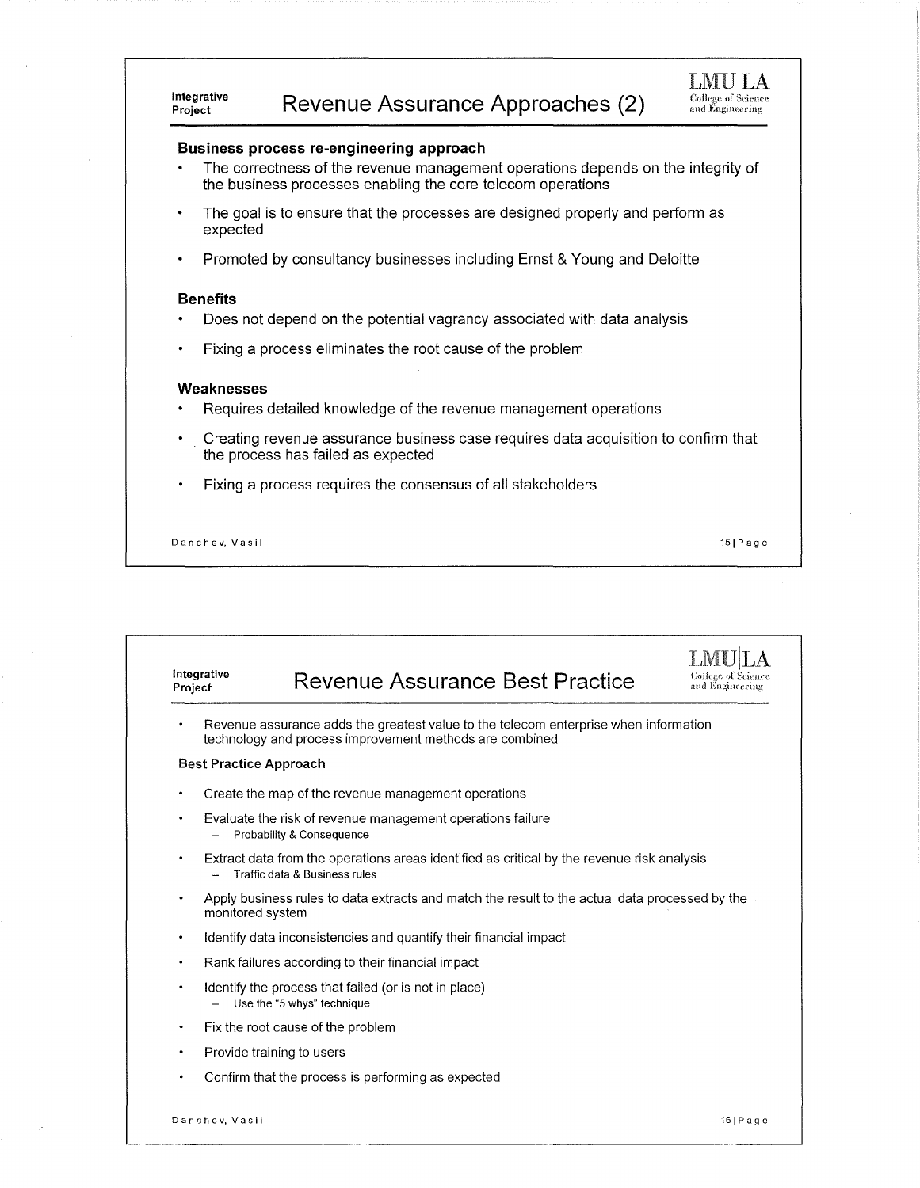## Revenue Assurance Approaches (2)

**Business process re-engineering approach**

- The correctness of the revenue management operations depends on the integrity of the business processes enabling the core telecom operations
- The goal is to ensure that the processes are designed properly and perform as expected
- Promoted by consultancy businesses including Ernst & Young and Deloitte

**Benefits**

- Does not depend on the potential vagrancy associated with data analysis
- Fixing a process eliminates the root cause of the problem

**Weaknesses**

- Requires detailed knowledge of the revenue management operations
- Creating revenue assurance business case requires data acquisition to confirm that the process has failed as expected
- Fixing a process requires the consensus of all stakeholders

## Revenue Assurance Best Practice

- Revenue assurance adds the greatest value to the telecom enterprise when information technology and process improvement methods are combined

**Best Practice Approach**

- Create the map of the revenue management operations
- Evaluate the risk of revenue management operations failure
  - Probability & Consequence
- Extract data from the operations areas identified as critical by the revenue risk analysis
  - Traffic data & Business rules
- Apply business rules to data extracts and match the result to the actual data processed by the monitored system
- Identify data inconsistencies and quantify their financial impact
- Rank failures according to their financial impact
- Identify the process that failed (or is not in place)
  - Use the "5 whys" technique
- Fix the root cause of the problem
- Provide training to users
- Confirm that the process is performing as expected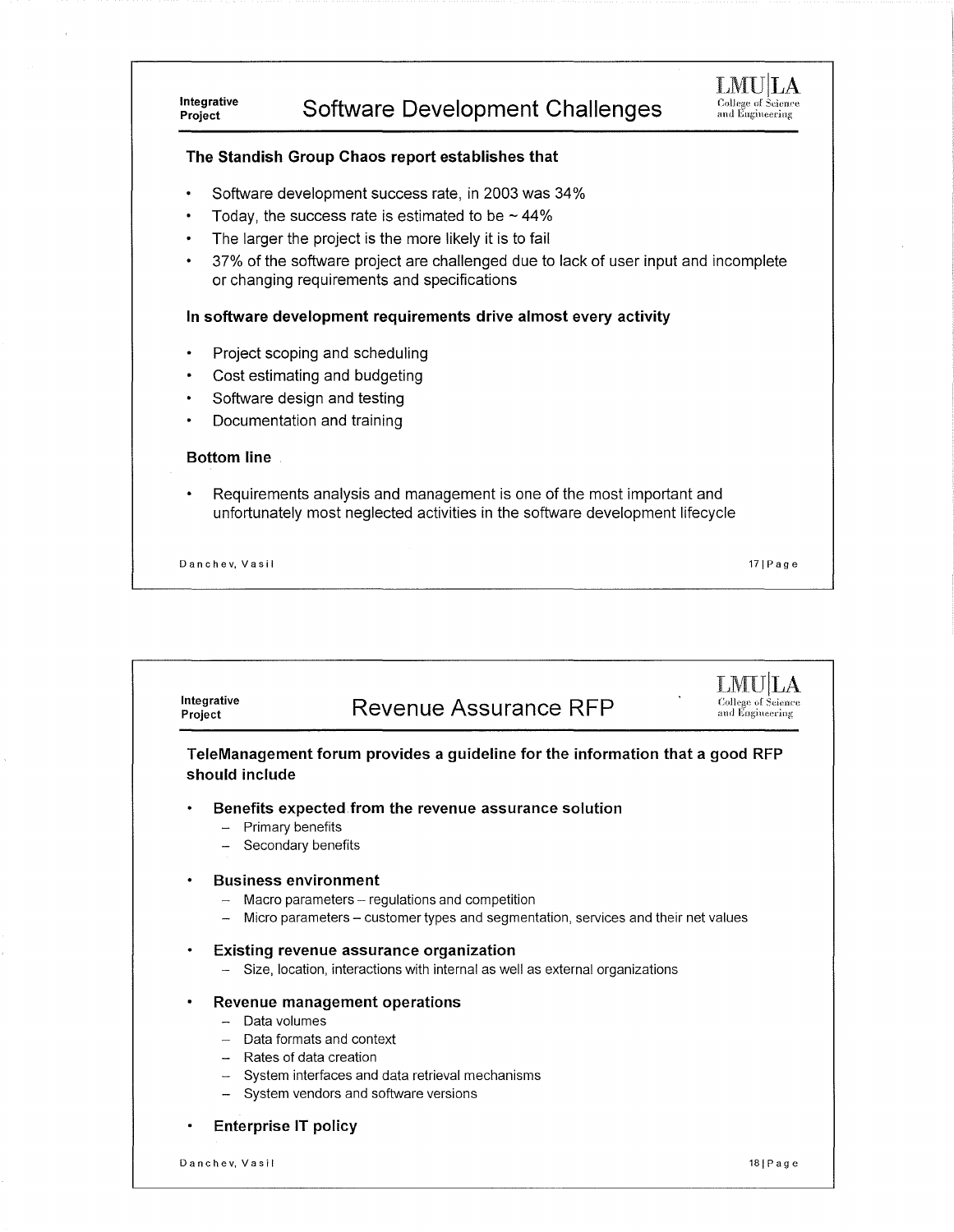## Software Development Challenges

**The Standish Group Chaos report establishes that**

- Software development success rate, in 2003 was 34%
- Today, the success rate is estimated to be ~ 44%
- The larger the project is the more likely it is to fail
- 37% of the software project are challenged due to lack of user input and incomplete or changing requirements and specifications

**In software development requirements drive almost every activity**

- Project scoping and scheduling
- Cost estimating and budgeting
- Software design and testing
- Documentation and training

**Bottom line**

- Requirements analysis and management is one of the most important and unfortunately most neglected activities in the software development lifecycle

## Revenue Assurance RFP

**TeleManagement forum provides a guideline for the information that a good RFP should include**

- **Benefits expected from the revenue assurance solution**
  - Primary benefits
  - Secondary benefits
- **Business environment**
  - Macro parameters – regulations and competition
  - Micro parameters – customer types and segmentation, services and their net values
- **Existing revenue assurance organization**
  - Size, location, interactions with internal as well as external organizations
- **Revenue management operations**
  - Data volumes
  - Data formats and context
  - Rates of data creation
  - System interfaces and data retrieval mechanisms
  - System vendors and software versions
- **Enterprise IT policy**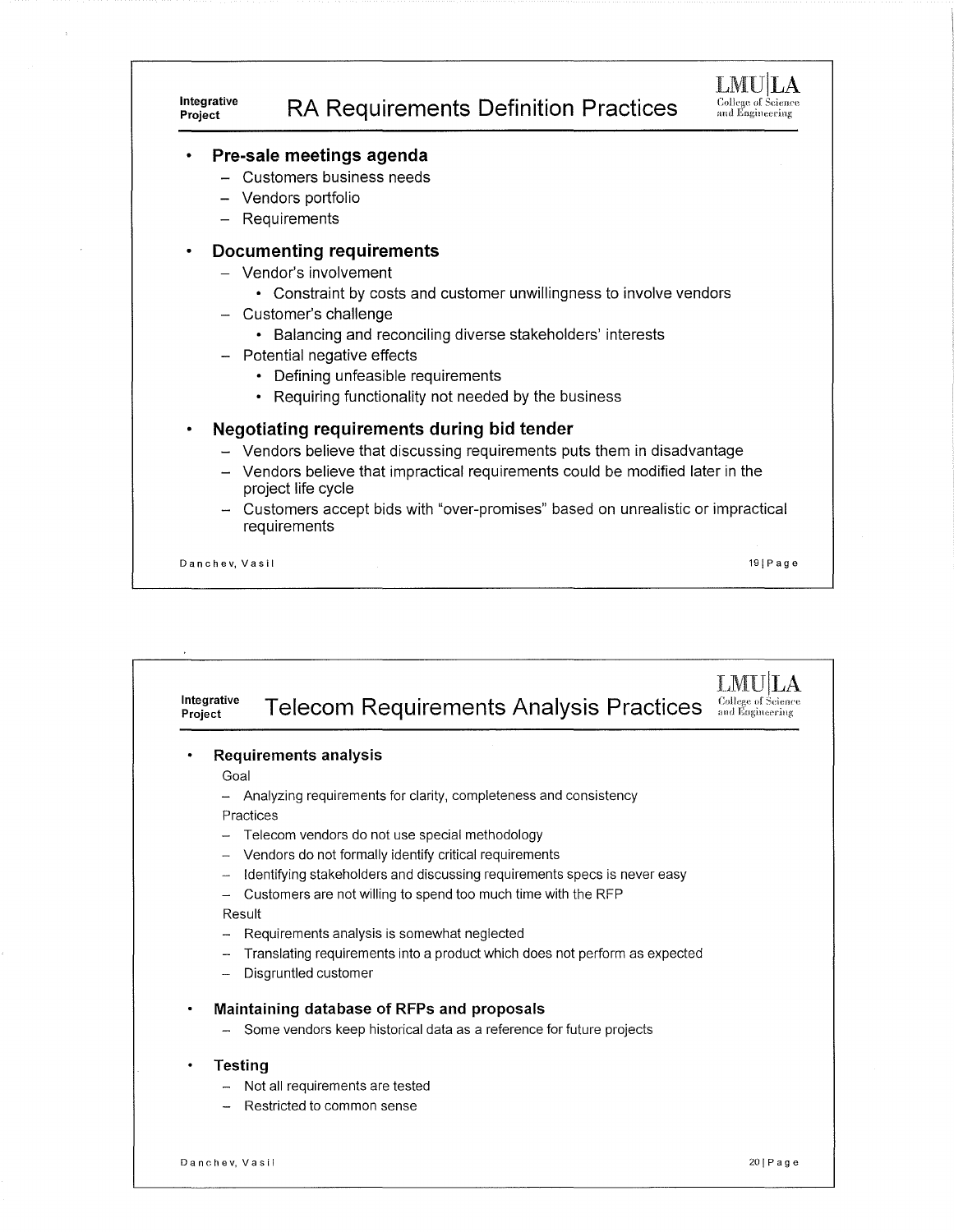## RA Requirements Definition Practices

- **Pre-sale meetings agenda**
  - Customers business needs
  - Vendors portfolio
  - Requirements
- **Documenting requirements**
  - Vendor's involvement
    - Constraint by costs and customer unwillingness to involve vendors
  - Customer's challenge
    - Balancing and reconciling diverse stakeholders' interests
  - Potential negative effects
    - Defining unfeasible requirements
    - Requiring functionality not needed by the business
- **Negotiating requirements during bid tender**
  - Vendors believe that discussing requirements puts them in disadvantage
  - Vendors believe that impractical requirements could be modified later in the project life cycle
  - Customers accept bids with "over-promises" based on unrealistic or impractical requirements

## Telecom Requirements Analysis Practices

- **Requirements analysis**

  Goal
  - Analyzing requirements for clarity, completeness and consistency

  Practices
  - Telecom vendors do not use special methodology
  - Vendors do not formally identify critical requirements
  - Identifying stakeholders and discussing requirements specs is never easy
  - Customers are not willing to spend too much time with the RFP

  Result
  - Requirements analysis is somewhat neglected
  - Translating requirements into a product which does not perform as expected
  - Disgruntled customer
- **Maintaining database of RFPs and proposals**
  - Some vendors keep historical data as a reference for future projects
- **Testing**
  - Not all requirements are tested
  - Restricted to common sense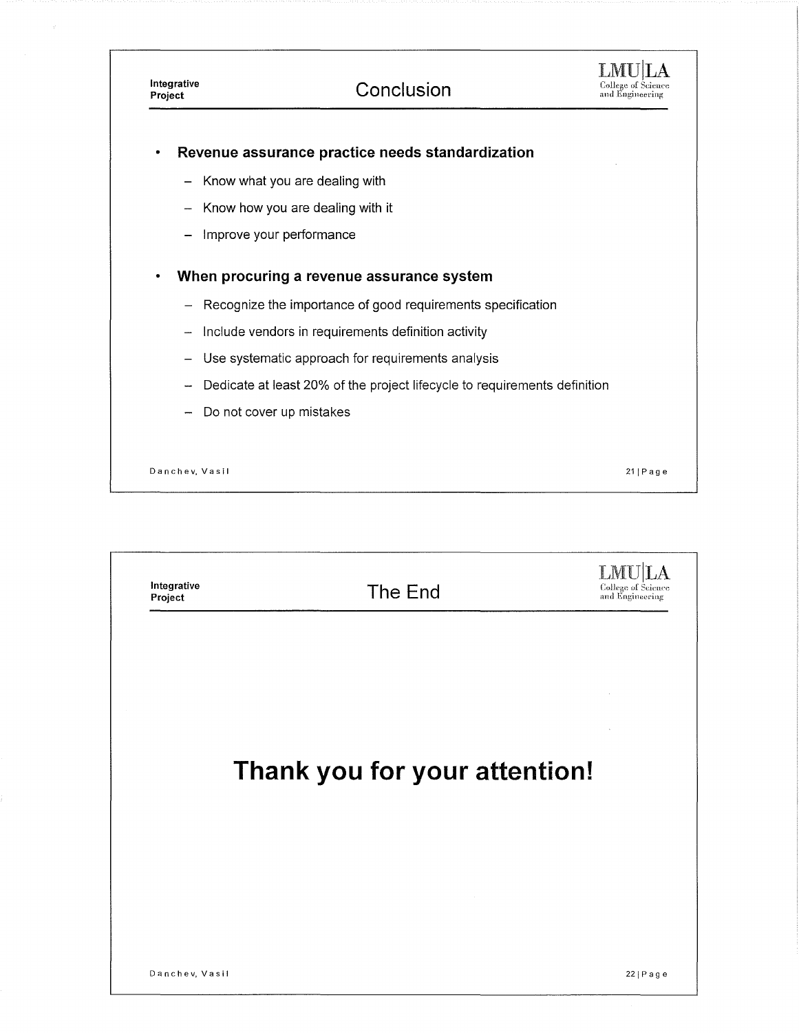## Conclusion

- **Revenue assurance practice needs standardization**
  - Know what you are dealing with
  - Know how you are dealing with it
  - Improve your performance
- **When procuring a revenue assurance system**
  - Recognize the importance of good requirements specification
  - Include vendors in requirements definition activity
  - Use systematic approach for requirements analysis
  - Dedicate at least 20% of the project lifecycle to requirements definition
  - Do not cover up mistakes

## The End

# Thank you for your attention!